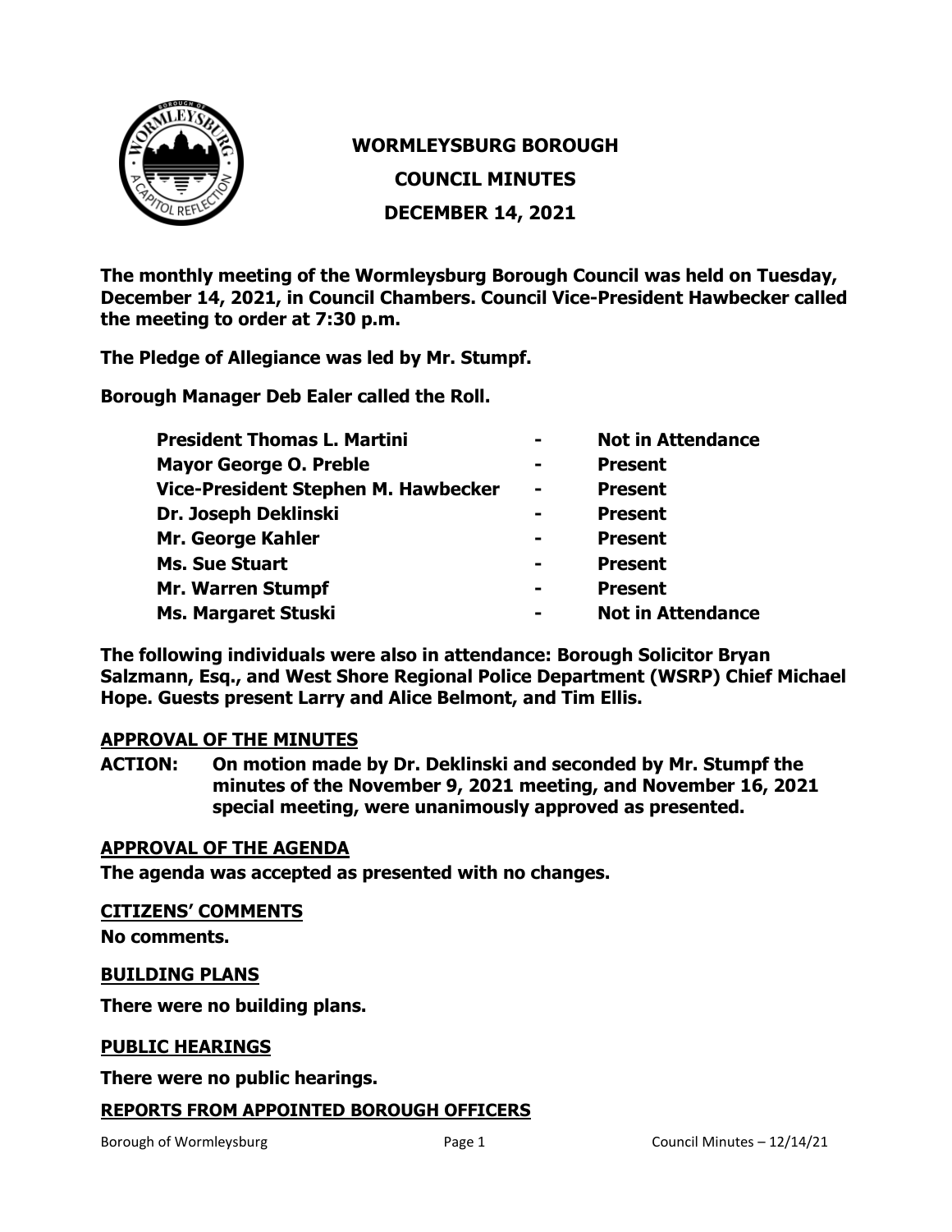# WORMLEYSBURG BOROUGH

## COUNCIL MINUTES

## DECEMBER 14, 2021

**The monthly meeting of the Wormleysburg Borough Council was held on Tuesday, December 14, 2021, in Council Chambers. Council Vice-President Hawbecker called the meeting to order at 7:30 p.m.**

**The Pledge of Allegiance was led by Mr. Stumpf.**

**Borough Manager Deb Ealer called the Roll.**

| | | |
|---|---|---|
| **President Thomas L. Martini** | **-** | **Not in Attendance** |
| **Mayor George O. Preble** | **-** | **Present** |
| **Vice-President Stephen M. Hawbecker** | **-** | **Present** |
| **Dr. Joseph Deklinski** | **-** | **Present** |
| **Mr. George Kahler** | **-** | **Present** |
| **Ms. Sue Stuart** | **-** | **Present** |
| **Mr. Warren Stumpf** | **-** | **Present** |
| **Ms. Margaret Stuski** | **-** | **Not in Attendance** |

**The following individuals were also in attendance: Borough Solicitor Bryan Salzmann, Esq., and West Shore Regional Police Department (WSRP) Chief Michael Hope. Guests present Larry and Alice Belmont, and Tim Ellis.**

**APPROVAL OF THE MINUTES**

**ACTION: On motion made by Dr. Deklinski and seconded by Mr. Stumpf the minutes of the November 9, 2021 meeting, and November 16, 2021 special meeting, were unanimously approved as presented.**

**APPROVAL OF THE AGENDA**

**The agenda was accepted as presented with no changes.**

**CITIZENS' COMMENTS**

**No comments.**

**BUILDING PLANS**

**There were no building plans.**

**PUBLIC HEARINGS**

**There were no public hearings.**

**REPORTS FROM APPOINTED BOROUGH OFFICERS**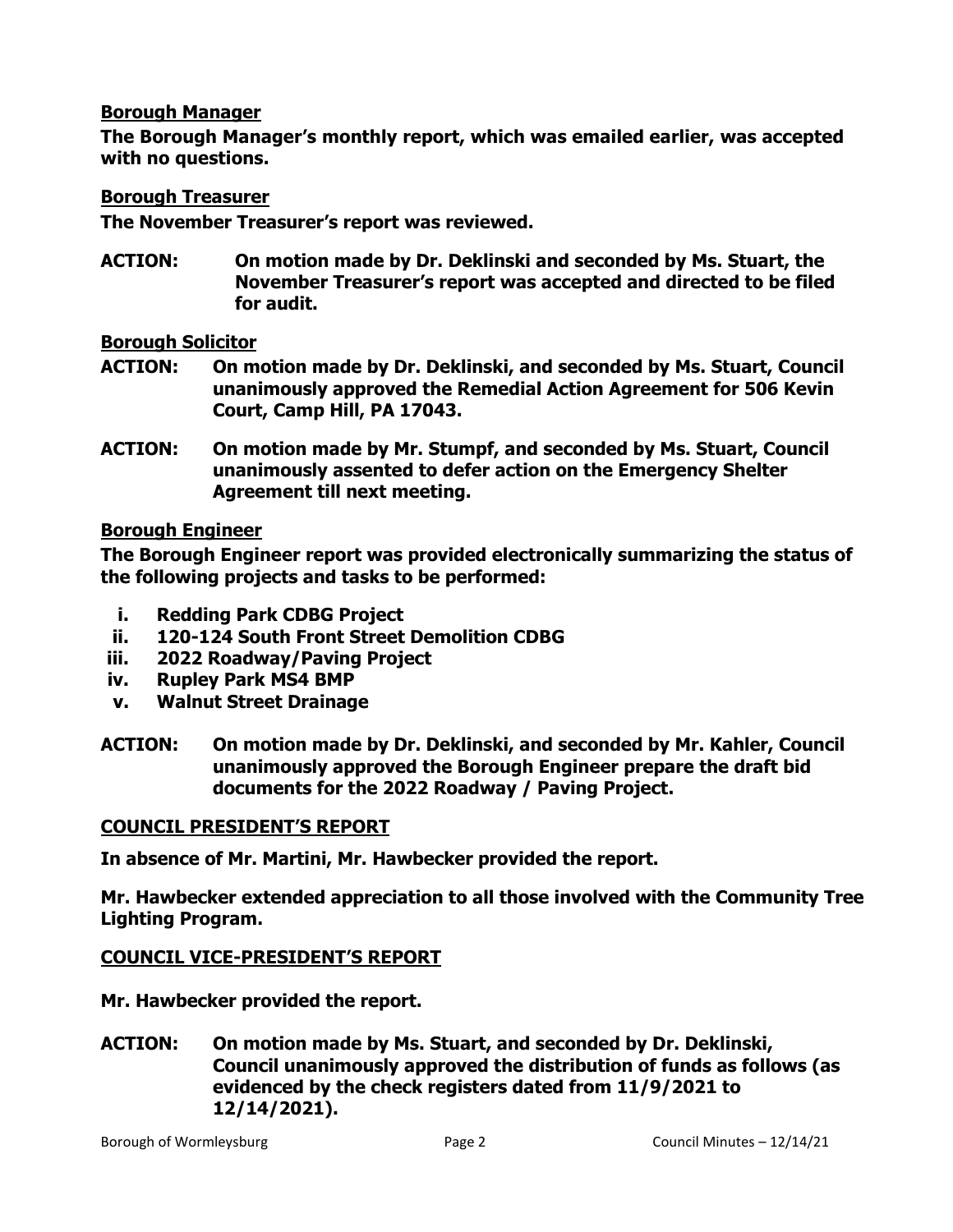**Borough Manager**

**The Borough Manager's monthly report, which was emailed earlier, was accepted with no questions.**

**Borough Treasurer**

**The November Treasurer's report was reviewed.**

**ACTION: On motion made by Dr. Deklinski and seconded by Ms. Stuart, the November Treasurer's report was accepted and directed to be filed for audit.**

**Borough Solicitor**

**ACTION: On motion made by Dr. Deklinski, and seconded by Ms. Stuart, Council unanimously approved the Remedial Action Agreement for 506 Kevin Court, Camp Hill, PA 17043.**

**ACTION: On motion made by Mr. Stumpf, and seconded by Ms. Stuart, Council unanimously assented to defer action on the Emergency Shelter Agreement till next meeting.**

**Borough Engineer**

**The Borough Engineer report was provided electronically summarizing the status of the following projects and tasks to be performed:**

- **i. Redding Park CDBG Project**
- **ii. 120-124 South Front Street Demolition CDBG**
- **iii. 2022 Roadway/Paving Project**
- **iv. Rupley Park MS4 BMP**
- **v. Walnut Street Drainage**

**ACTION: On motion made by Dr. Deklinski, and seconded by Mr. Kahler, Council unanimously approved the Borough Engineer prepare the draft bid documents for the 2022 Roadway / Paving Project.**

**COUNCIL PRESIDENT'S REPORT**

**In absence of Mr. Martini, Mr. Hawbecker provided the report.**

**Mr. Hawbecker extended appreciation to all those involved with the Community Tree Lighting Program.**

**COUNCIL VICE-PRESIDENT'S REPORT**

**Mr. Hawbecker provided the report.**

**ACTION: On motion made by Ms. Stuart, and seconded by Dr. Deklinski, Council unanimously approved the distribution of funds as follows (as evidenced by the check registers dated from 11/9/2021 to 12/14/2021).**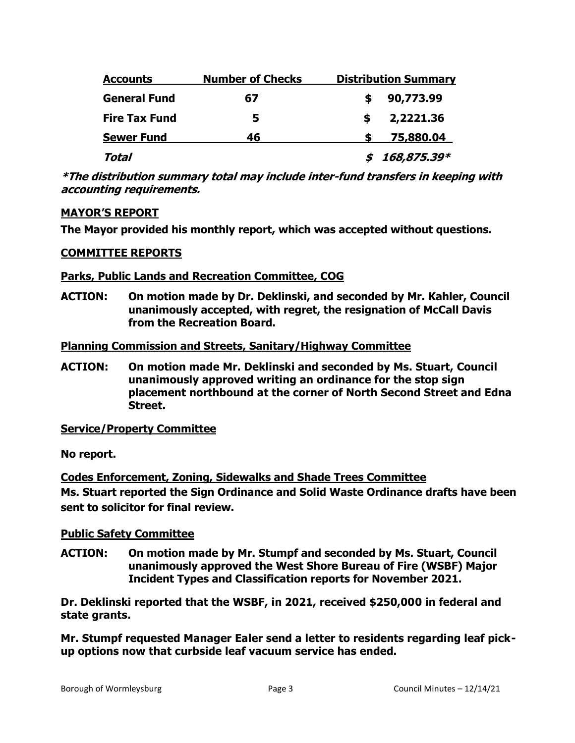| Accounts | Number of Checks | Distribution Summary |
| --- | --- | --- |
| **General Fund** | **67** | **$ 90,773.99** |
| **Fire Tax Fund** | **5** | **$ 2,2221.36** |
| **Sewer Fund** | **46** | **$ 75,880.04** |
| ***Total*** | | ***$ 168,875.39**** |

***The distribution summary total may include inter-fund transfers in keeping with accounting requirements.***

**MAYOR'S REPORT**

**The Mayor provided his monthly report, which was accepted without questions.**

**COMMITTEE REPORTS**

**Parks, Public Lands and Recreation Committee, COG**

**ACTION: On motion made by Dr. Deklinski, and seconded by Mr. Kahler, Council unanimously accepted, with regret, the resignation of McCall Davis from the Recreation Board.**

**Planning Commission and Streets, Sanitary/Highway Committee**

**ACTION: On motion made Mr. Deklinski and seconded by Ms. Stuart, Council unanimously approved writing an ordinance for the stop sign placement northbound at the corner of North Second Street and Edna Street.**

**Service/Property Committee**

**No report.**

**Codes Enforcement, Zoning, Sidewalks and Shade Trees Committee**

**Ms. Stuart reported the Sign Ordinance and Solid Waste Ordinance drafts have been sent to solicitor for final review.**

**Public Safety Committee**

**ACTION: On motion made by Mr. Stumpf and seconded by Ms. Stuart, Council unanimously approved the West Shore Bureau of Fire (WSBF) Major Incident Types and Classification reports for November 2021.**

**Dr. Deklinski reported that the WSBF, in 2021, received $250,000 in federal and state grants.**

**Mr. Stumpf requested Manager Ealer send a letter to residents regarding leaf pick-up options now that curbside leaf vacuum service has ended.**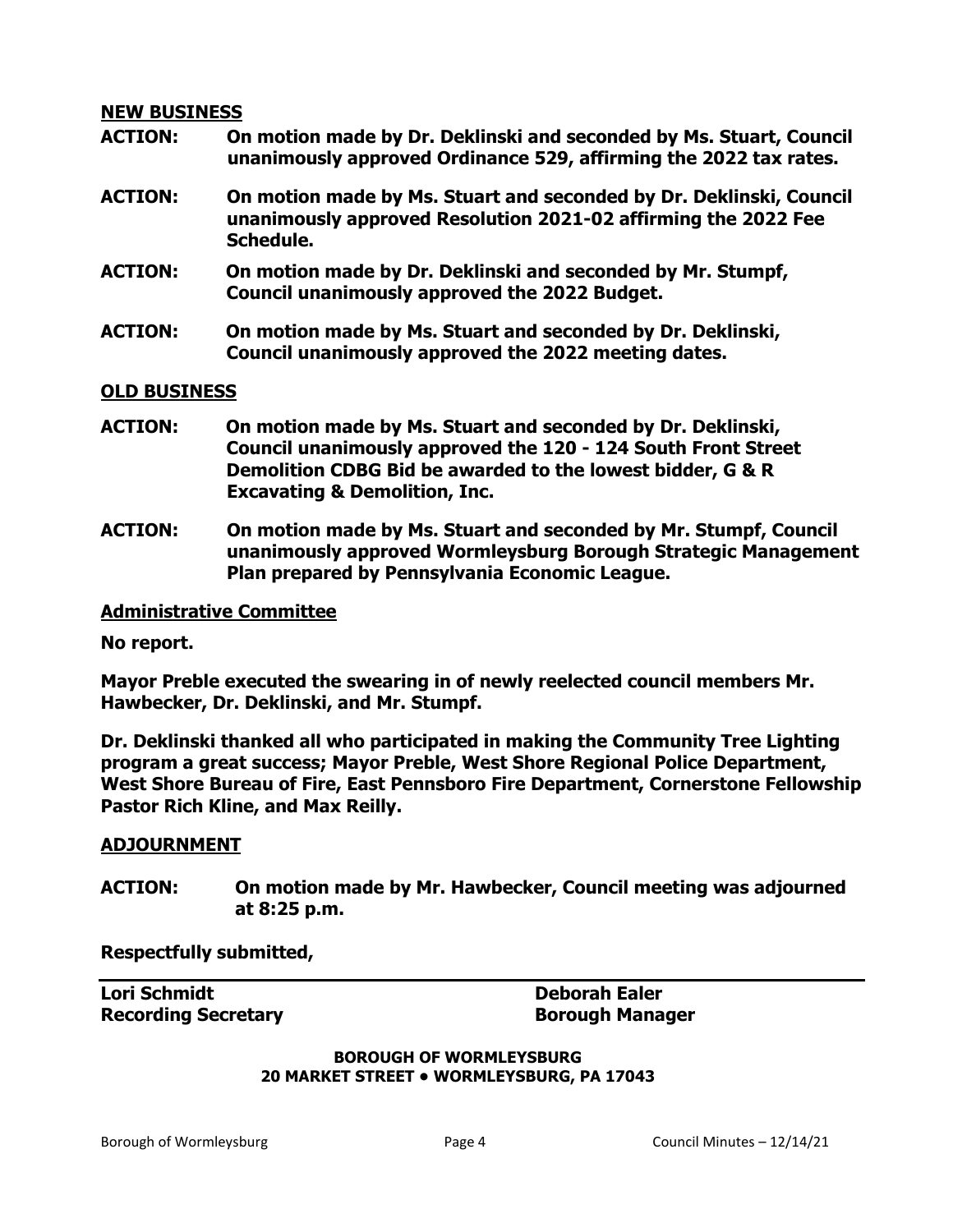**NEW BUSINESS**

**ACTION:** **On motion made by Dr. Deklinski and seconded by Ms. Stuart, Council unanimously approved Ordinance 529, affirming the 2022 tax rates.**

**ACTION:** **On motion made by Ms. Stuart and seconded by Dr. Deklinski, Council unanimously approved Resolution 2021-02 affirming the 2022 Fee Schedule.**

**ACTION:** **On motion made by Dr. Deklinski and seconded by Mr. Stumpf, Council unanimously approved the 2022 Budget.**

**ACTION:** **On motion made by Ms. Stuart and seconded by Dr. Deklinski, Council unanimously approved the 2022 meeting dates.**

**OLD BUSINESS**

**ACTION:** **On motion made by Ms. Stuart and seconded by Dr. Deklinski, Council unanimously approved the 120 - 124 South Front Street Demolition CDBG Bid be awarded to the lowest bidder, G & R Excavating & Demolition, Inc.**

**ACTION:** **On motion made by Ms. Stuart and seconded by Mr. Stumpf, Council unanimously approved Wormleysburg Borough Strategic Management Plan prepared by Pennsylvania Economic League.**

**Administrative Committee**

**No report.**

**Mayor Preble executed the swearing in of newly reelected council members Mr. Hawbecker, Dr. Deklinski, and Mr. Stumpf.**

**Dr. Deklinski thanked all who participated in making the Community Tree Lighting program a great success; Mayor Preble, West Shore Regional Police Department, West Shore Bureau of Fire, East Pennsboro Fire Department, Cornerstone Fellowship Pastor Rich Kline, and Max Reilly.**

**ADJOURNMENT**

**ACTION:** **On motion made by Mr. Hawbecker, Council meeting was adjourned at 8:25 p.m.**

**Respectfully submitted,**

| | |
|---|---|
| **Lori Schmidt** | **Deborah Ealer** |
| **Recording Secretary** | **Borough Manager** |

**BOROUGH OF WORMLEYSBURG**
**20 MARKET STREET • WORMLEYSBURG, PA 17043**